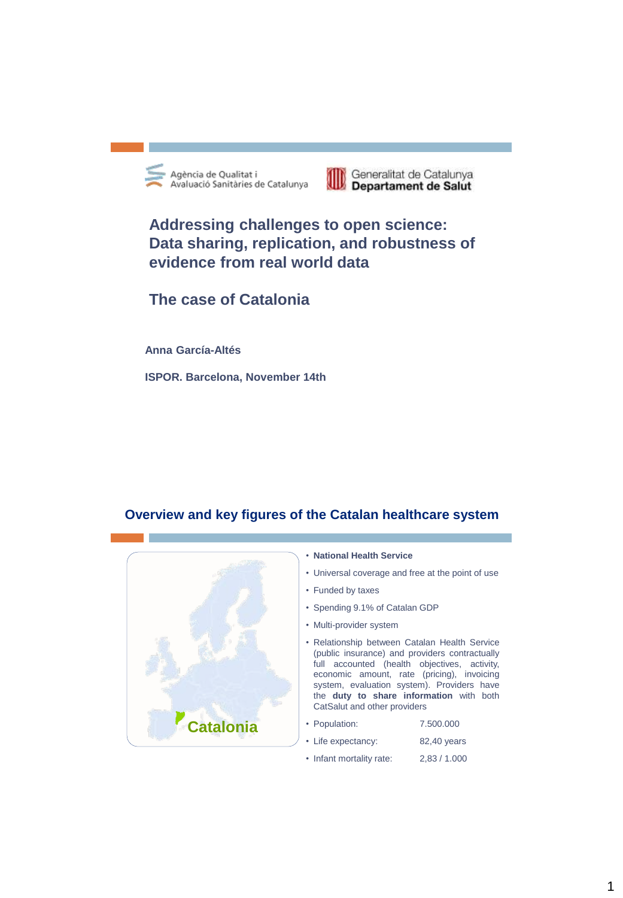Agència de Qualitat i Avaluació Sanitàries de Catalunya

Generalitat de Catalunya
**Departament de Salut**

# Addressing challenges to open science: Data sharing, replication, and robustness of evidence from real world data

## The case of Catalonia

**Anna García-Altés**

**ISPOR. Barcelona, November 14th**

## Overview and key figures of the Catalan healthcare system

Catalonia

- **National Health Service**
- Universal coverage and free at the point of use
- Funded by taxes
- Spending 9.1% of Catalan GDP
- Multi-provider system
- Relationship between Catalan Health Service (public insurance) and providers contractually full accounted (health objectives, activity, economic amount, rate (pricing), invoicing system, evaluation system). Providers have the **duty to share information** with both CatSalut and other providers
- Population: 7.500.000
- Life expectancy: 82,40 years
- Infant mortality rate: 2,83 / 1.000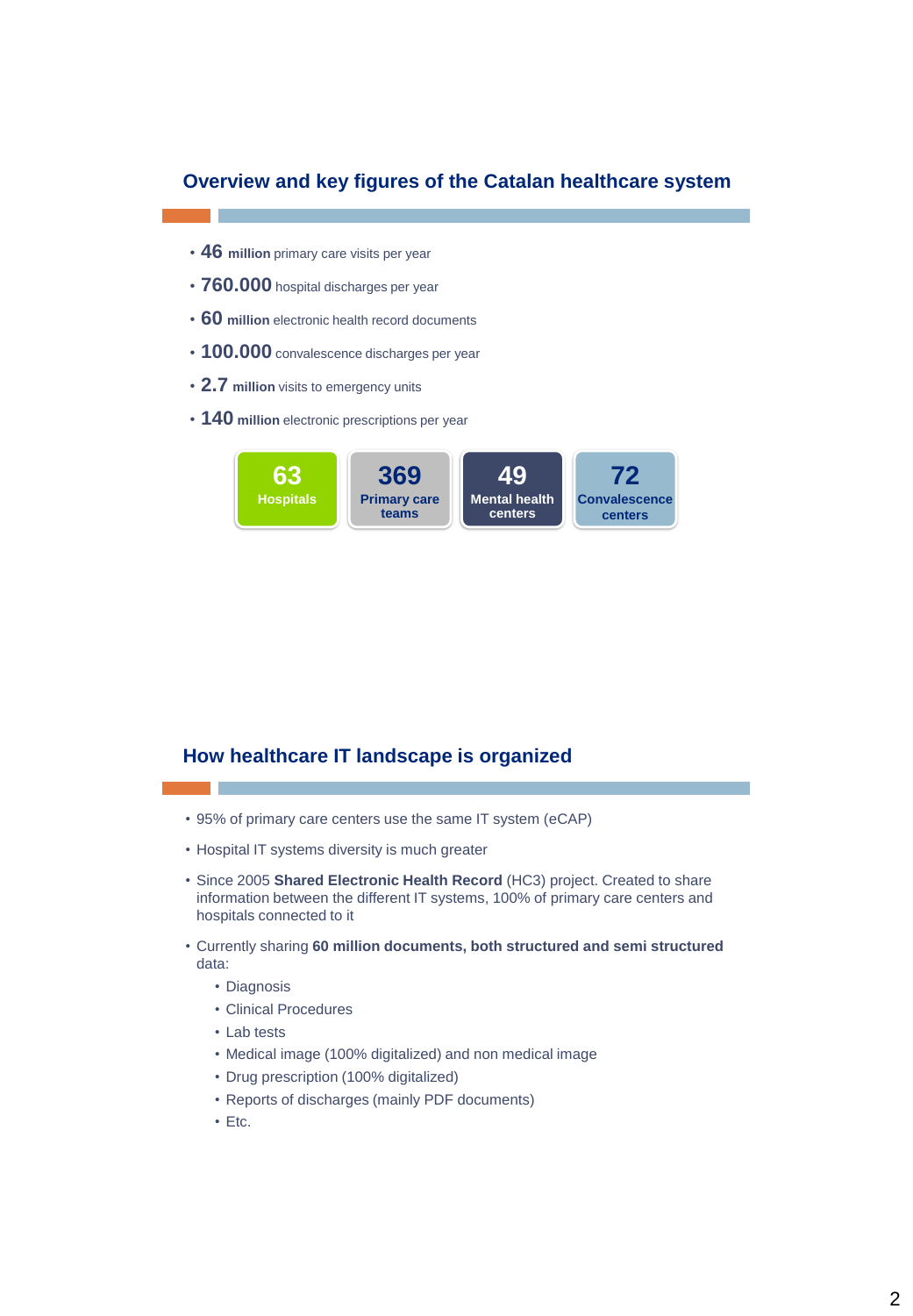## Overview and key figures of the Catalan healthcare system

- **46 million** primary care visits per year
- **760.000** hospital discharges per year
- **60 million** electronic health record documents
- **100.000** convalescence discharges per year
- **2.7 million** visits to emergency units
- **140 million** electronic prescriptions per year

| 63 | 369 | 49 | 72 |
|---|---|---|---|
| Hospitals | Primary care teams | Mental health centers | Convalescence centers |

## How healthcare IT landscape is organized

- 95% of primary care centers use the same IT system (eCAP)
- Hospital IT systems diversity is much greater
- Since 2005 **Shared Electronic Health Record** (HC3) project. Created to share information between the different IT systems, 100% of primary care centers and hospitals connected to it
- Currently sharing **60 million documents, both structured and semi structured** data:
  - Diagnosis
  - Clinical Procedures
  - Lab tests
  - Medical image (100% digitalized) and non medical image
  - Drug prescription (100% digitalized)
  - Reports of discharges (mainly PDF documents)
  - Etc.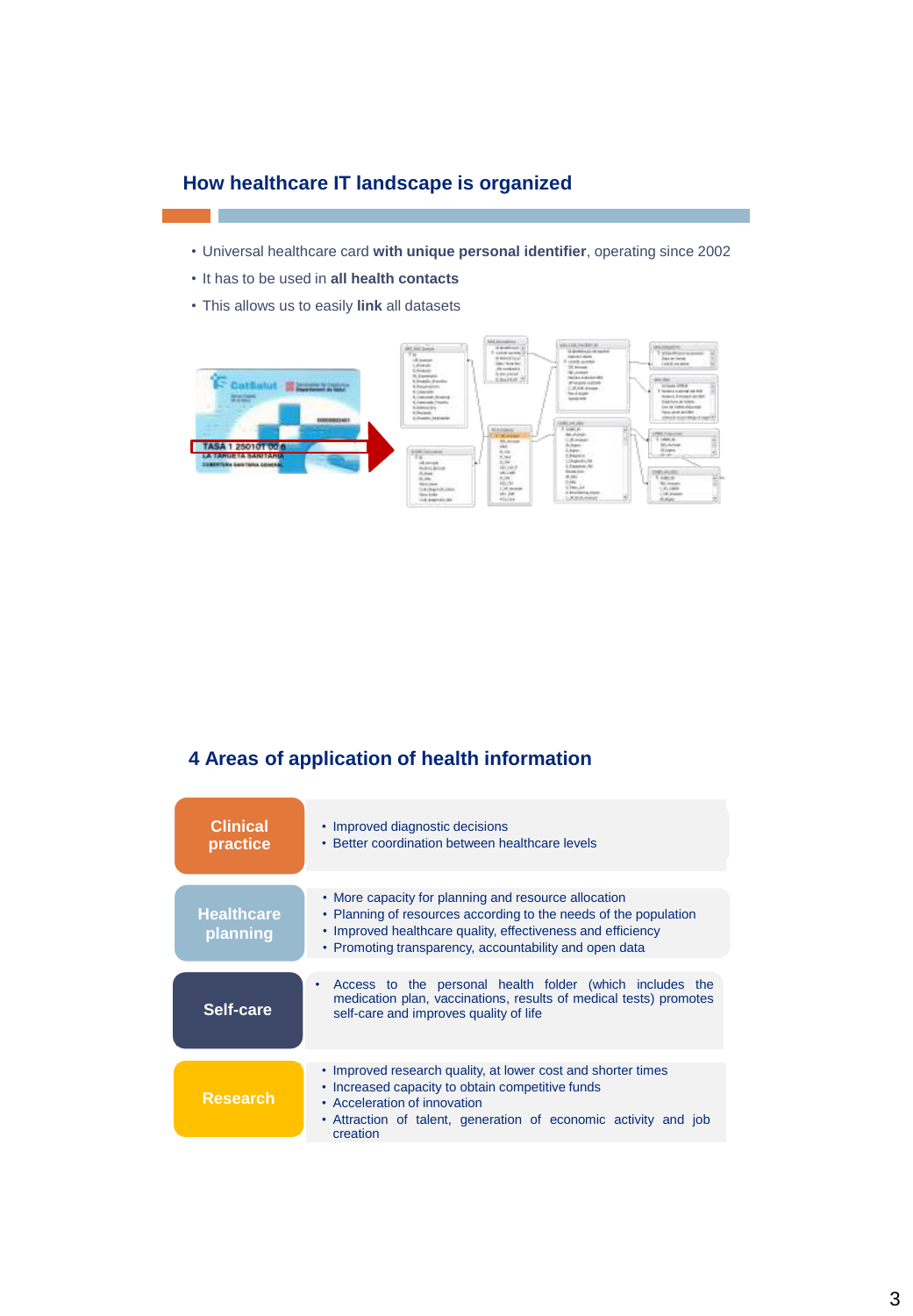## How healthcare IT landscape is organized

- Universal healthcare card **with unique personal identifier**, operating since 2002
- It has to be used in **all health contacts**
- This allows us to easily **link** all datasets

## 4 Areas of application of health information

| Area | Applications |
| --- | --- |
| **Clinical practice** | • Improved diagnostic decisions<br>• Better coordination between healthcare levels |
| **Healthcare planning** | • More capacity for planning and resource allocation<br>• Planning of resources according to the needs of the population<br>• Improved healthcare quality, effectiveness and efficiency<br>• Promoting transparency, accountability and open data |
| **Self-care** | • Access to the personal health folder (which includes the medication plan, vaccinations, results of medical tests) promotes self-care and improves quality of life |
| **Research** | • Improved research quality, at lower cost and shorter times<br>• Increased capacity to obtain competitive funds<br>• Acceleration of innovation<br>• Attraction of talent, generation of economic activity and job creation |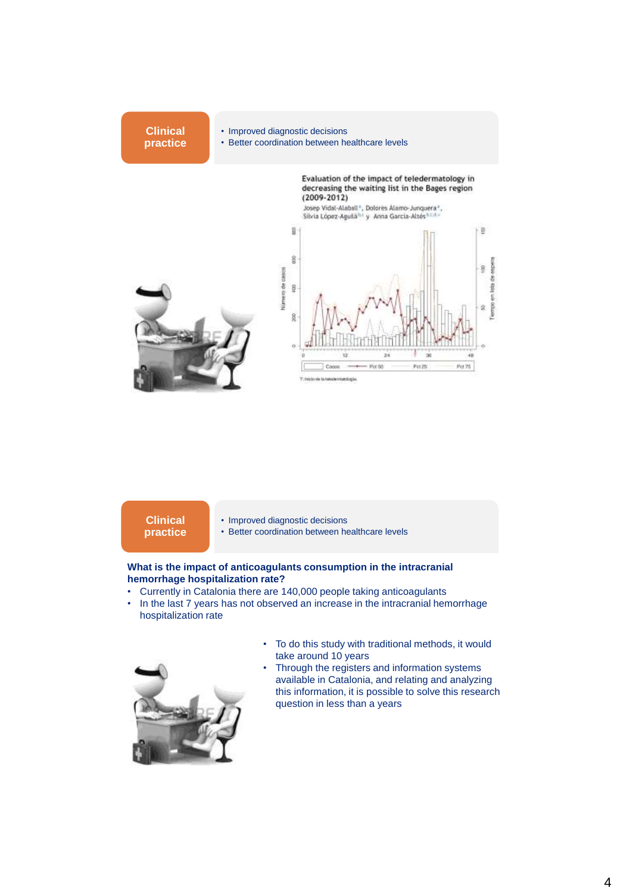**Clinical practice**

- Improved diagnostic decisions
- Better coordination between healthcare levels

Evaluation of the impact of teledermatology in decreasing the waiting list in the Bages region (2009-2012)

Josep Vidal-Alaball, Dolores Álamo-Junquera, Silvia López-Aguilá y Anna García-Altés

**Clinical practice**

- Improved diagnostic decisions
- Better coordination between healthcare levels

**What is the impact of anticoagulants consumption in the intracranial hemorrhage hospitalization rate?**

- Currently in Catalonia there are 140,000 people taking anticoagulants
- In the last 7 years has not observed an increase in the intracranial hemorrhage hospitalization rate

- To do this study with traditional methods, it would take around 10 years
- Through the registers and information systems available in Catalonia, and relating and analyzing this information, it is possible to solve this research question in less than a years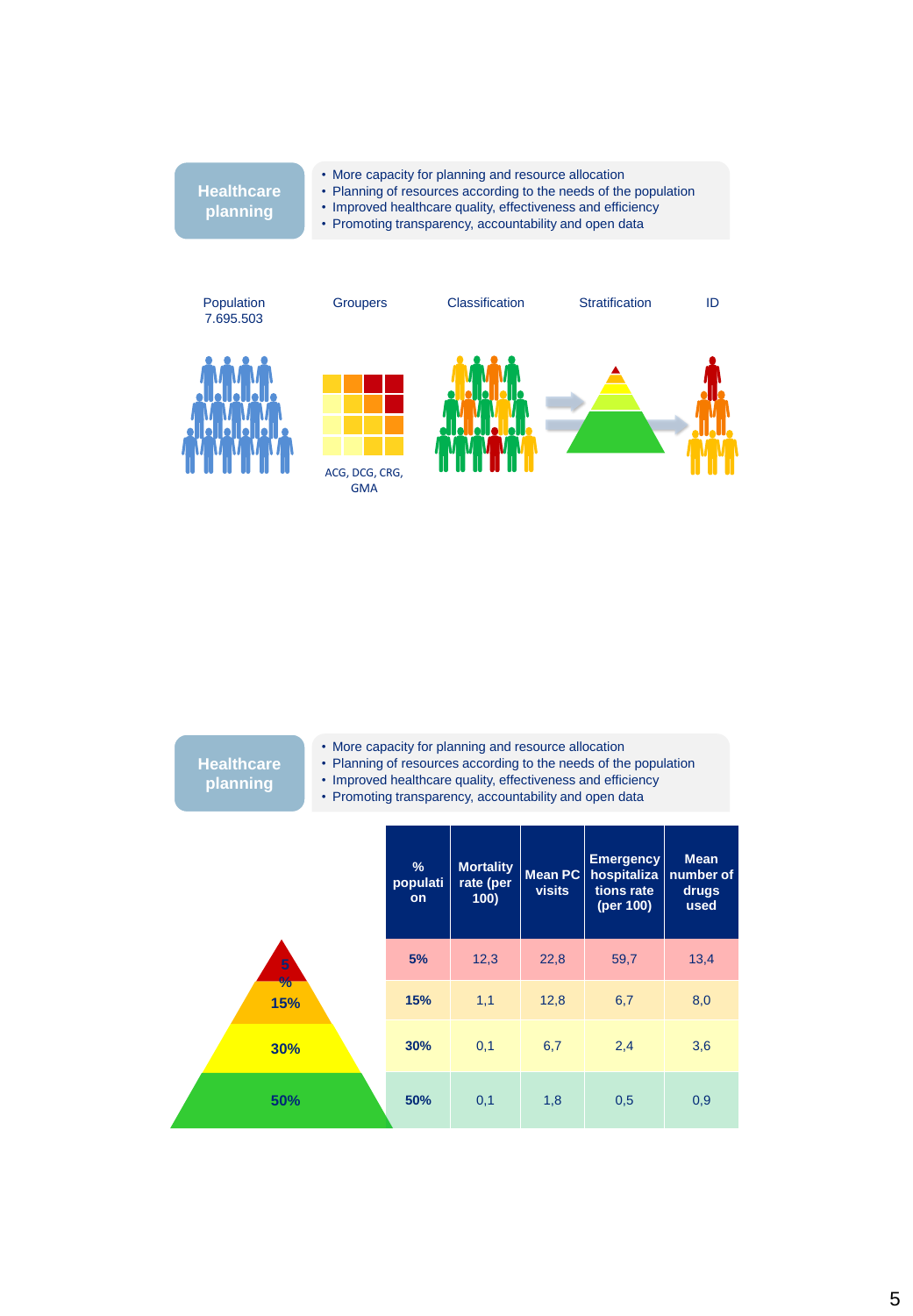**Healthcare planning**

- More capacity for planning and resource allocation
- Planning of resources according to the needs of the population
- Improved healthcare quality, effectiveness and efficiency
- Promoting transparency, accountability and open data

Population 7.695.503 | Groupers | Classification | Stratification | ID

ACG, DCG, CRG, GMA

**Healthcare planning**

- More capacity for planning and resource allocation
- Planning of resources according to the needs of the population
- Improved healthcare quality, effectiveness and efficiency
- Promoting transparency, accountability and open data

| % population | Mortality rate (per 100) | Mean PC visits | Emergency hospitalizations rate (per 100) | Mean number of drugs used |
|---|---|---|---|---|
| 5% | 12,3 | 22,8 | 59,7 | 13,4 |
| 15% | 1,1 | 12,8 | 6,7 | 8,0 |
| 30% | 0,1 | 6,7 | 2,4 | 3,6 |
| 50% | 0,1 | 1,8 | 0,5 | 0,9 |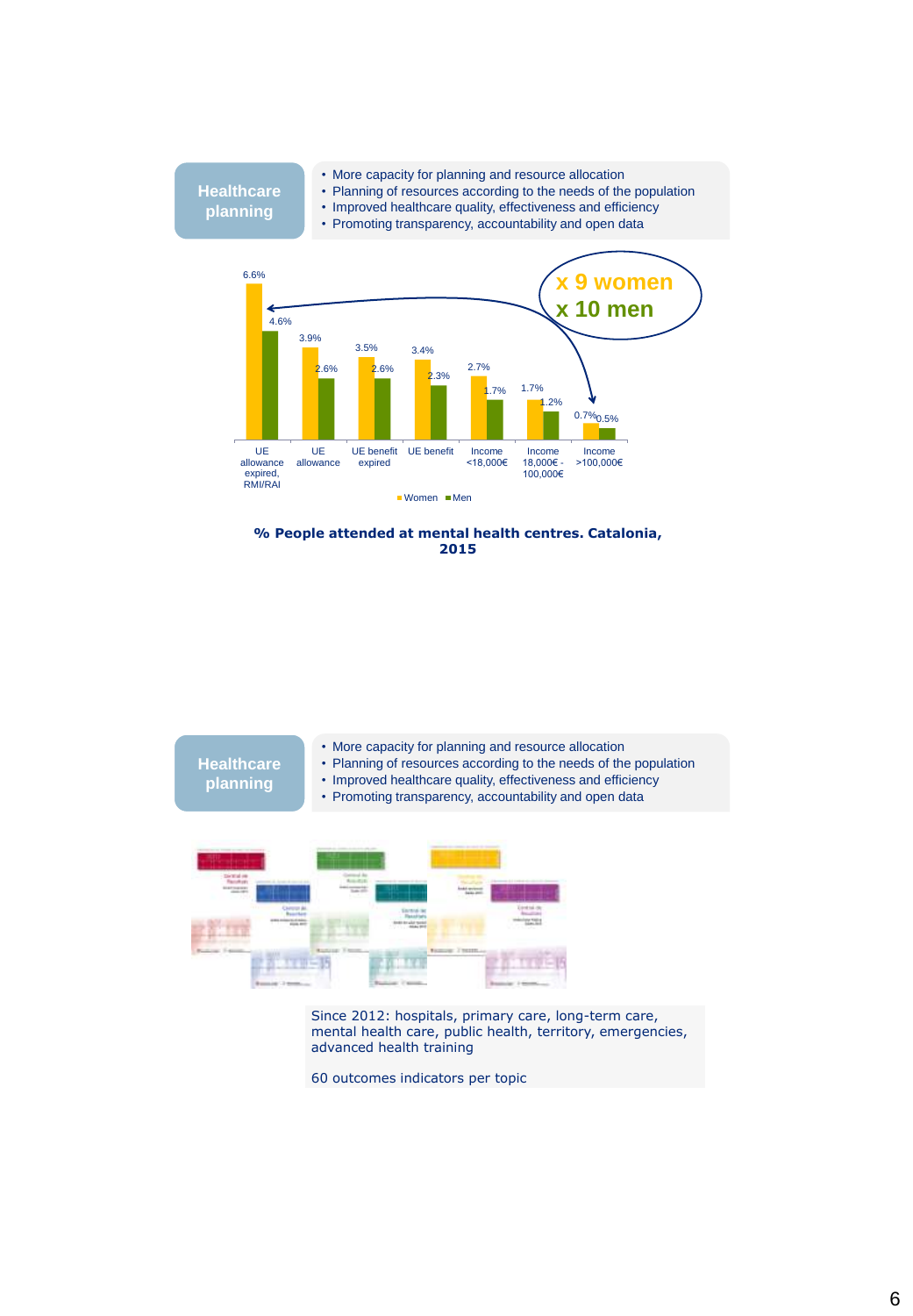**Healthcare planning**

- More capacity for planning and resource allocation
- Planning of resources according to the needs of the population
- Improved healthcare quality, effectiveness and efficiency
- Promoting transparency, accountability and open data

| | Women | Men |
|---|---|---|
| UE allowance expired, RMI/RAI | 6.6% | 4.6% |
| UE allowance | 3.9% | 2.6% |
| UE benefit expired | 3.5% | 2.6% |
| UE benefit | 3.4% | 2.3% |
| Income <18,000€ | 2.7% | 1.7% |
| Income 18,000€ - 100,000€ | 1.7% | 1.2% |
| Income >100,000€ | 0.7% | 0.5% |

x 9 women
x 10 men

**% People attended at mental health centres. Catalonia, 2015**

**Healthcare planning**

- More capacity for planning and resource allocation
- Planning of resources according to the needs of the population
- Improved healthcare quality, effectiveness and efficiency
- Promoting transparency, accountability and open data

Since 2012: hospitals, primary care, long-term care, mental health care, public health, territory, emergencies, advanced health training

60 outcomes indicators per topic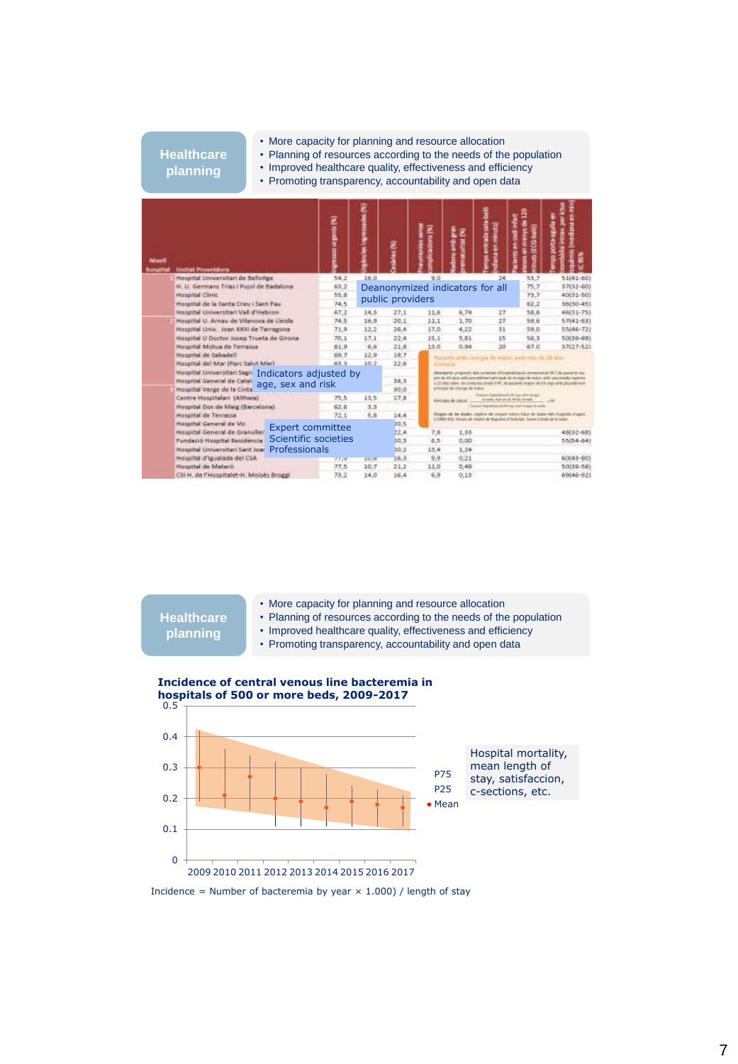## Healthcare planning

- More capacity for planning and resource allocation
- Planning of resources according to the needs of the population
- Improved healthcare quality, effectiveness and efficiency
- Promoting transparency, accountability and open data

Deanonymized indicators for all public providers

Indicators adjusted by age, sex and risk

Expert committee
Scientific societies
Professionals

## Healthcare planning

- More capacity for planning and resource allocation
- Planning of resources according to the needs of the population
- Improved healthcare quality, effectiveness and efficiency
- Promoting transparency, accountability and open data

**Incidence of central venous line bacteremia in hospitals of 500 or more beds, 2009-2017**

P75
P25
• Mean

Hospital mortality, mean length of stay, satisfaccion, c-sections, etc.

Incidence = Number of bacteremia by year × 1.000) / length of stay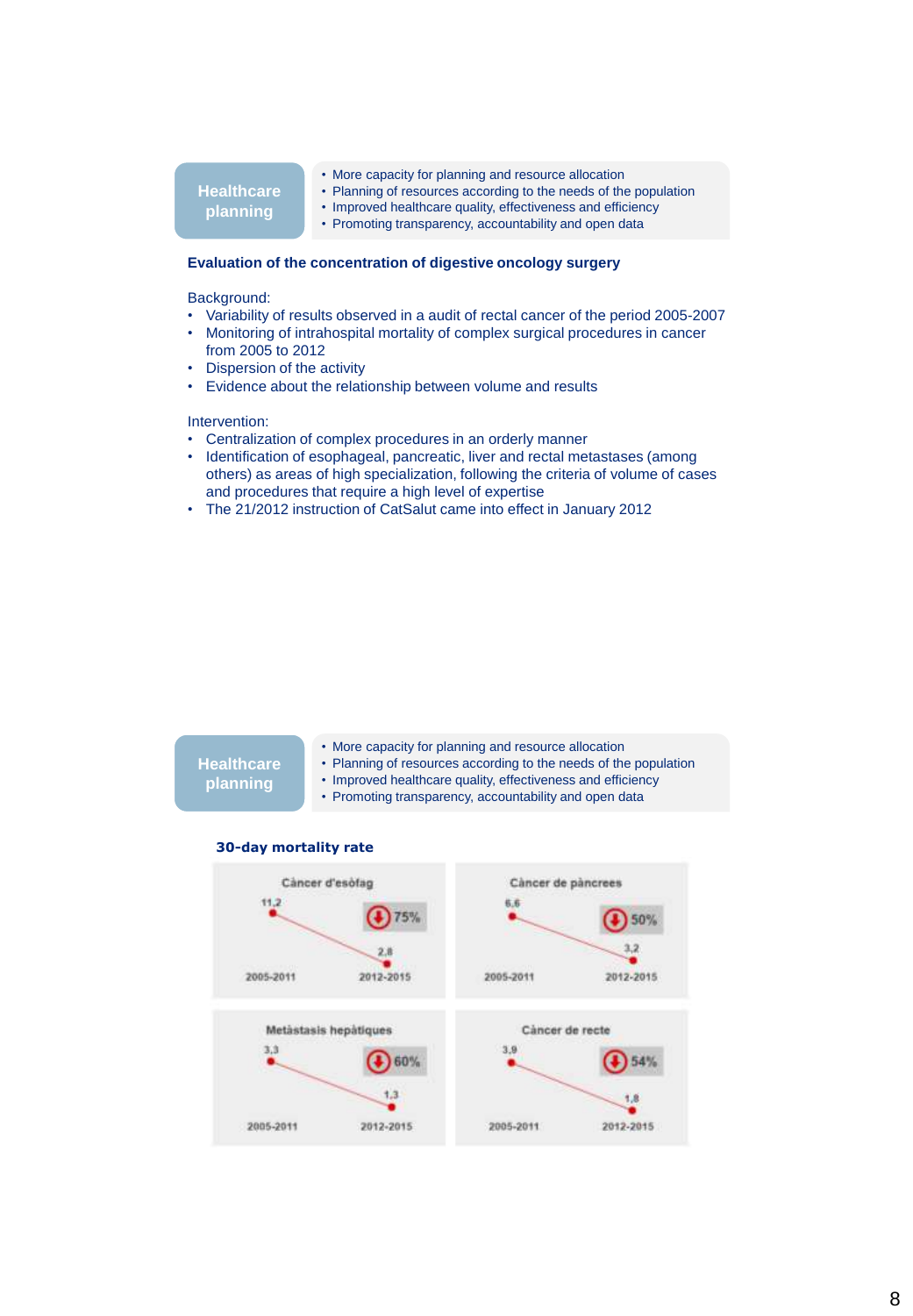**Healthcare planning**

- More capacity for planning and resource allocation
- Planning of resources according to the needs of the population
- Improved healthcare quality, effectiveness and efficiency
- Promoting transparency, accountability and open data

**Evaluation of the concentration of digestive oncology surgery**

Background:

- Variability of results observed in a audit of rectal cancer of the period 2005-2007
- Monitoring of intrahospital mortality of complex surgical procedures in cancer from 2005 to 2012
- Dispersion of the activity
- Evidence about the relationship between volume and results

Intervention:

- Centralization of complex procedures in an orderly manner
- Identification of esophageal, pancreatic, liver and rectal metastases (among others) as areas of high specialization, following the criteria of volume of cases and procedures that require a high level of expertise
- The 21/2012 instruction of CatSalut came into effect in January 2012

**Healthcare planning**

- More capacity for planning and resource allocation
- Planning of resources according to the needs of the population
- Improved healthcare quality, effectiveness and efficiency
- Promoting transparency, accountability and open data

**30-day mortality rate**

| | 2005-2011 | 2012-2015 | Reduction |
|---|---|---|---|
| Càncer d'esòfag | 11,2 | 2,8 | 75% |
| Càncer de pàncrees | 6,6 | 3,2 | 50% |
| Metàstasis hepàtiques | 3,3 | 1,3 | 60% |
| Càncer de recte | 3,9 | 1,8 | 54% |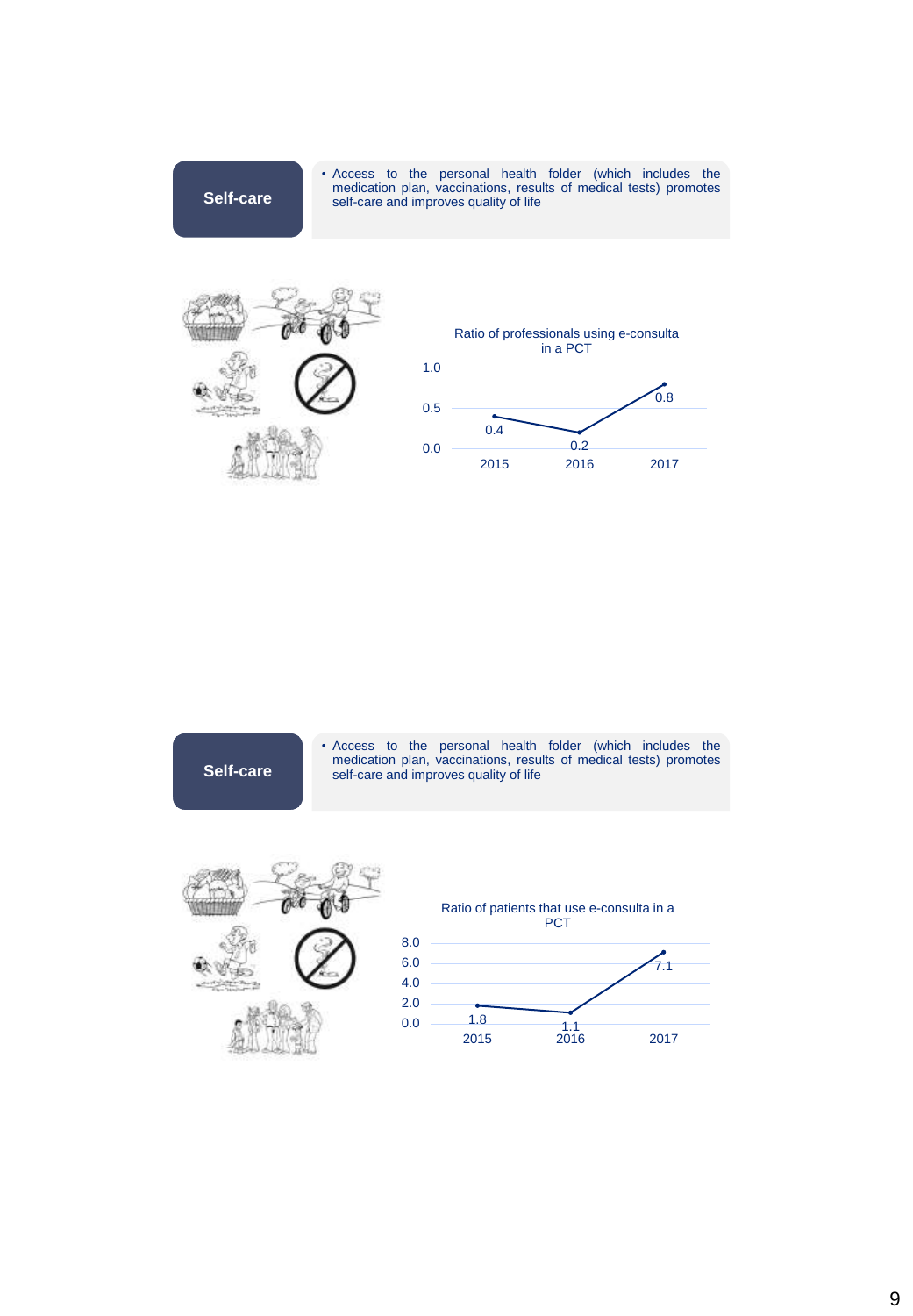**Self-care**

- Access to the personal health folder (which includes the medication plan, vaccinations, results of medical tests) promotes self-care and improves quality of life

Ratio of professionals using e-consulta in a PCT

| Year | Ratio |
|---|---|
| 2015 | 0.4 |
| 2016 | 0.2 |
| 2017 | 0.8 |

**Self-care**

- Access to the personal health folder (which includes the medication plan, vaccinations, results of medical tests) promotes self-care and improves quality of life

Ratio of patients that use e-consulta in a PCT

| Year | Ratio |
|---|---|
| 2015 | 1.8 |
| 2016 | 1.1 |
| 2017 | 7.1 |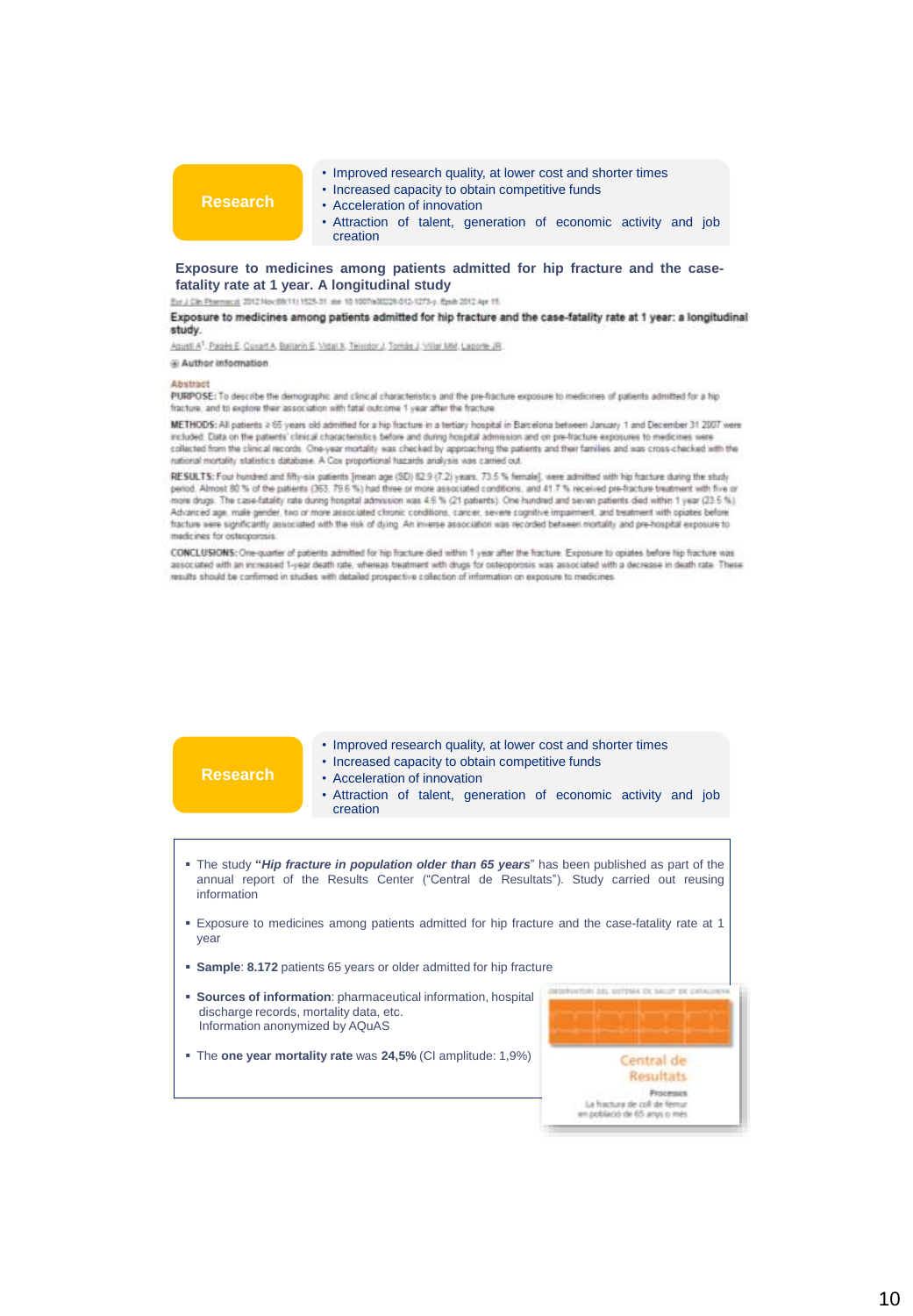**Research**

- Improved research quality, at lower cost and shorter times
- Increased capacity to obtain competitive funds
- Acceleration of innovation
- Attraction of talent, generation of economic activity and job creation

**Exposure to medicines among patients admitted for hip fracture and the case-fatality rate at 1 year. A longitudinal study**

Eur J Clin Pharmacol. 2012 Nov;68(11):1525-31. doi: 10.1007/s00228-012-1273-y. Epub 2012 Apr 15.

**Exposure to medicines among patients admitted for hip fracture and the case-fatality rate at 1 year: a longitudinal study.**

Agustí A[1], Pagès E, Cuxart A, Ballarín E, Vidal X, Teixidor J, Tomàs J, Villar MM, Laporte JR.

⊕ Author information

**Abstract**

**PURPOSE:** To describe the demographic and clinical characteristics and the pre-fracture exposure to medicines of patients admitted for a hip fracture, and to explore their association with fatal outcome 1 year after the fracture.

**METHODS:** All patients ≥ 65 years old admitted for a hip fracture in a tertiary hospital in Barcelona between January 1 and December 31 2007 were included. Data on the patients' clinical characteristics before and during hospital admission and on pre-fracture exposures to medicines were collected from the clinical records. One-year mortality was checked by approaching the patients and their families and was cross-checked with the national mortality statistics database. A Cox proportional hazards analysis was carried out.

**RESULTS:** Four hundred and fifty-six patients [mean age (SD) 82.9 (7.2) years, 73.5 % female], were admitted with hip fracture during the study period. Almost 80 % of the patients (363, 79.6 %) had three or more associated conditions, and 41.7 % received pre-fracture treatment with five or more drugs. The case-fatality rate during hospital admission was 4.6 % (21 patients). One hundred and seven patients died within 1 year (23.5 %). Advanced age, male gender, two or more associated chronic conditions, cancer, severe cognitive impairment, and treatment with opiates before fracture were significantly associated with the risk of dying. An inverse association was recorded between mortality and pre-hospital exposure to medicines for osteoporosis.

**CONCLUSIONS:** One-quarter of patients admitted for hip fracture died within 1 year after the fracture. Exposure to opiates before hip fracture was associated with an increased 1-year death rate, whereas treatment with drugs for osteoporosis was associated with a decrease in death rate. These results should be confirmed in studies with detailed prospective collection of information on exposure to medicines.

**Research**

- Improved research quality, at lower cost and shorter times
- Increased capacity to obtain competitive funds
- Acceleration of innovation
- Attraction of talent, generation of economic activity and job creation

- The study **"*Hip fracture in population older than 65 years*"** has been published as part of the annual report of the Results Center ("Central de Resultats"). Study carried out reusing information
- Exposure to medicines among patients admitted for hip fracture and the case-fatality rate at 1 year
- **Sample**: **8.172** patients 65 years or older admitted for hip fracture
- **Sources of information**: pharmaceutical information, hospital discharge records, mortality data, etc. Information anonymized by AQuAS
- The **one year mortality rate** was **24,5%** (CI amplitude: 1,9%)

OBSERVATORI DEL SISTEMA DE SALUT DE CATALUNYA

Central de Resultats

Processos

La fractura de coll de fèmur en població de 65 anys o més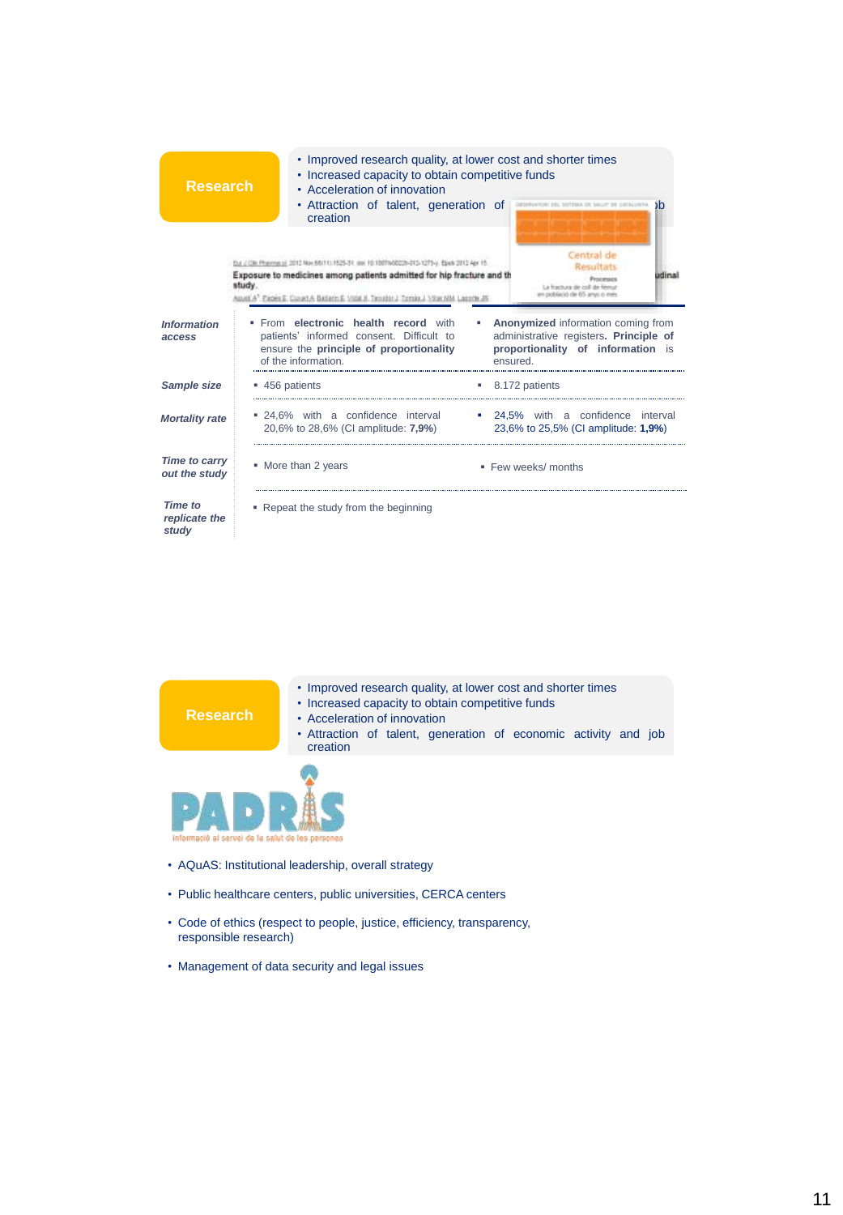**Research**

- Improved research quality, at lower cost and shorter times
- Increased capacity to obtain competitive funds
- Acceleration of innovation
- Attraction of talent, generation of economic activity and job creation

Exposure to medicines among patients admitted for hip fracture and the ... longitudinal study.

Central de Resultats

| | | |
|---|---|---|
| *Information access* | From **electronic health record** with patients' informed consent. Difficult to ensure the **principle of proportionality** of the information. | **Anonymized** information coming from administrative registers**. Principle of proportionality of information** is ensured. |
| *Sample size* | 456 patients | 8.172 patients |
| *Mortality rate* | 24,6% with a confidence interval 20,6% to 28,6% (CI amplitude: **7,9%**) | 24,5% with a confidence interval 23,6% to 25,5% (CI amplitude: **1,9%**) |
| *Time to carry out the study* | More than 2 years | Few weeks/ months |
| *Time to replicate the study* | Repeat the study from the beginning | |

**Research**

- Improved research quality, at lower cost and shorter times
- Increased capacity to obtain competitive funds
- Acceleration of innovation
- Attraction of talent, generation of economic activity and job creation

PADRIS

informació al servei de la salut de les persones

- AQuAS: Institutional leadership, overall strategy
- Public healthcare centers, public universities, CERCA centers
- Code of ethics (respect to people, justice, efficiency, transparency, responsible research)
- Management of data security and legal issues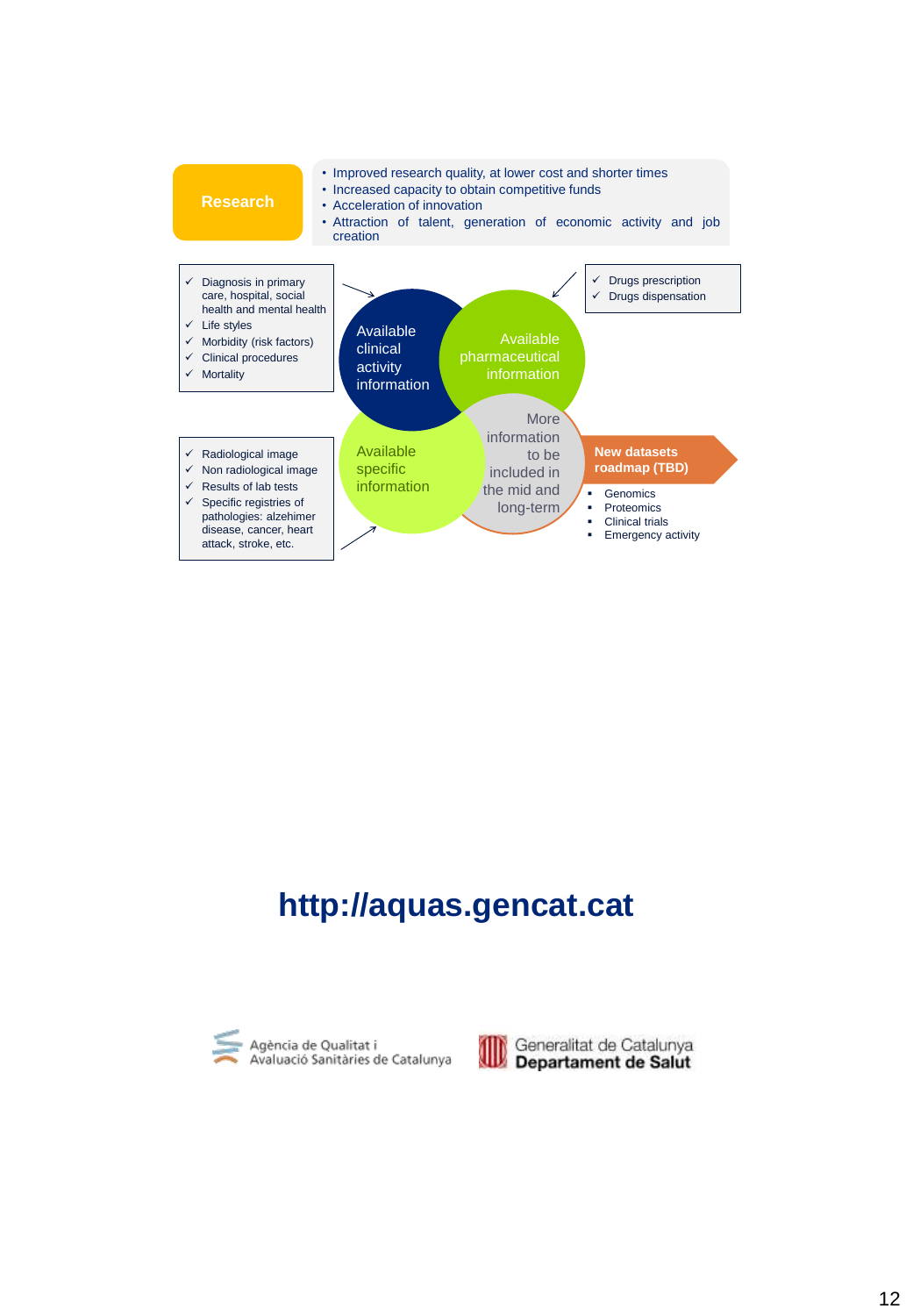**Research**

- Improved research quality, at lower cost and shorter times
- Increased capacity to obtain competitive funds
- Acceleration of innovation
- Attraction of talent, generation of economic activity and job creation

- ✓ Diagnosis in primary care, hospital, social health and mental health
- ✓ Life styles
- ✓ Morbidity (risk factors)
- ✓ Clinical procedures
- ✓ Mortality

Available clinical activity information

Available pharmaceutical information

- ✓ Drugs prescription
- ✓ Drugs dispensation

- ✓ Radiological image
- ✓ Non radiological image
- ✓ Results of lab tests
- ✓ Specific registries of pathologies: alzehimer disease, cancer, heart attack, stroke, etc.

Available specific information

More information to be included in the mid and long-term

**New datasets roadmap (TBD)**

- Genomics
- Proteomics
- Clinical trials
- Emergency activity

## http://aquas.gencat.cat

Agència de Qualitat i Avaluació Sanitàries de Catalunya

Generalitat de Catalunya **Departament de Salut**